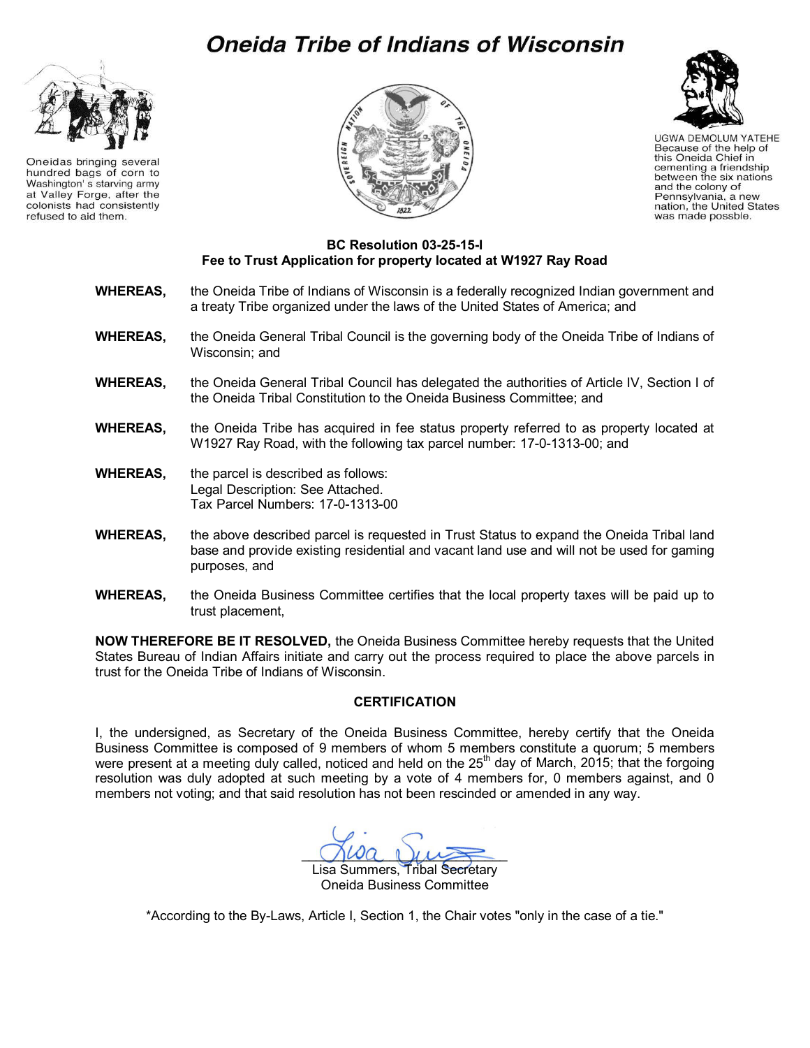# Oneida Tribe of Indians of Wisconsin

Oneidas bringing several hundred bags of corn to Washington' s starving army at Valley Forge, after the colonists had consistently refused to aid them.

UGWA DEMOLUM YATEHE
Because of the help of this Oneida Chief in cementing a friendship between the six nations and the colony of Pennsylvania, a new nation, the United States was made possble.

**BC Resolution 03-25-15-I**
**Fee to Trust Application for property located at W1927 Ray Road**

**WHEREAS,** the Oneida Tribe of Indians of Wisconsin is a federally recognized Indian government and a treaty Tribe organized under the laws of the United States of America; and

**WHEREAS,** the Oneida General Tribal Council is the governing body of the Oneida Tribe of Indians of Wisconsin; and

**WHEREAS,** the Oneida General Tribal Council has delegated the authorities of Article IV, Section I of the Oneida Tribal Constitution to the Oneida Business Committee; and

**WHEREAS,** the Oneida Tribe has acquired in fee status property referred to as property located at W1927 Ray Road, with the following tax parcel number: 17-0-1313-00; and

**WHEREAS,** the parcel is described as follows:
Legal Description: See Attached.
Tax Parcel Numbers: 17-0-1313-00

**WHEREAS,** the above described parcel is requested in Trust Status to expand the Oneida Tribal land base and provide existing residential and vacant land use and will not be used for gaming purposes, and

**WHEREAS,** the Oneida Business Committee certifies that the local property taxes will be paid up to trust placement,

**NOW THEREFORE BE IT RESOLVED,** the Oneida Business Committee hereby requests that the United States Bureau of Indian Affairs initiate and carry out the process required to place the above parcels in trust for the Oneida Tribe of Indians of Wisconsin.

**CERTIFICATION**

I, the undersigned, as Secretary of the Oneida Business Committee, hereby certify that the Oneida Business Committee is composed of 9 members of whom 5 members constitute a quorum; 5 members were present at a meeting duly called, noticed and held on the 25th day of March, 2015; that the forgoing resolution was duly adopted at such meeting by a vote of 4 members for, 0 members against, and 0 members not voting; and that said resolution has not been rescinded or amended in any way.

Lisa Summers, Tribal Secretary
Oneida Business Committee

*According to the By-Laws, Article I, Section 1, the Chair votes "only in the case of a tie."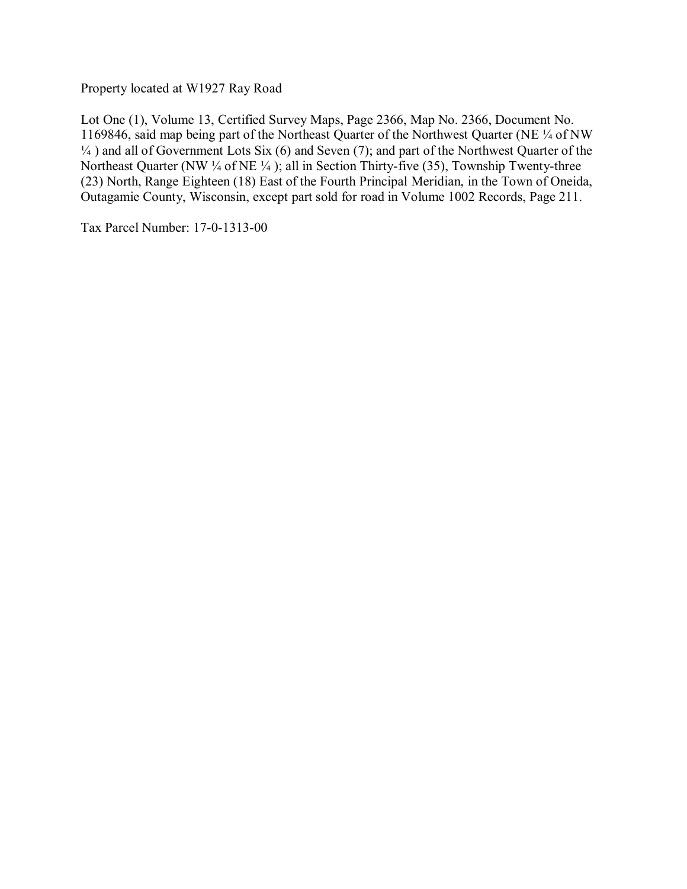Property located at W1927 Ray Road

Lot One (1), Volume 13, Certified Survey Maps, Page 2366, Map No. 2366, Document No. 1169846, said map being part of the Northeast Quarter of the Northwest Quarter (NE ¼ of NW ¼ ) and all of Government Lots Six (6) and Seven (7); and part of the Northwest Quarter of the Northeast Quarter (NW ¼ of NE ¼ ); all in Section Thirty-five (35), Township Twenty-three (23) North, Range Eighteen (18) East of the Fourth Principal Meridian, in the Town of Oneida, Outagamie County, Wisconsin, except part sold for road in Volume 1002 Records, Page 211.

Tax Parcel Number: 17-0-1313-00